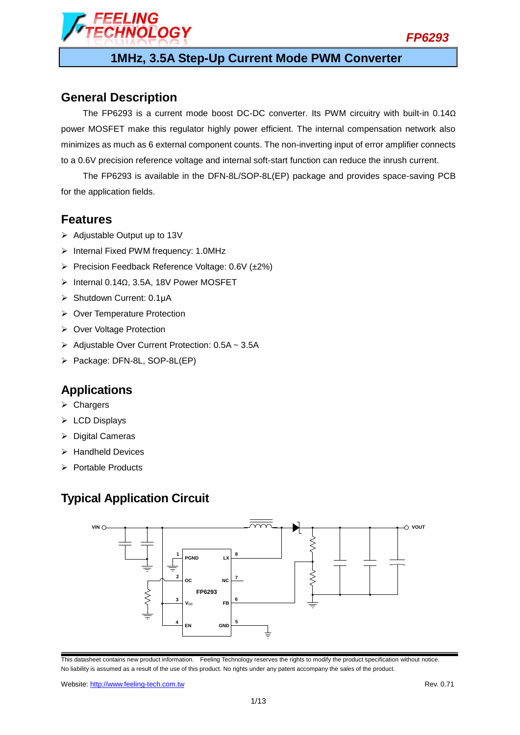# FP6293

## 1MHz, 3.5A Step-Up Current Mode PWM Converter

## General Description

The FP6293 is a current mode boost DC-DC converter. Its PWM circuitry with built-in 0.14Ω power MOSFET make this regulator highly power efficient. The internal compensation network also minimizes as much as 6 external component counts. The non-inverting input of error amplifier connects to a 0.6V precision reference voltage and internal soft-start function can reduce the inrush current.

The FP6293 is available in the DFN-8L/SOP-8L(EP) package and provides space-saving PCB for the application fields.

## Features

- Adjustable Output up to 13V
- Internal Fixed PWM frequency: 1.0MHz
- Precision Feedback Reference Voltage: 0.6V (±2%)
- Internal 0.14Ω, 3.5A, 18V Power MOSFET
- Shutdown Current: 0.1μA
- Over Temperature Protection
- Over Voltage Protection
- Adjustable Over Current Protection: 0.5A ~ 3.5A
- Package: DFN-8L, SOP-8L(EP)

## Applications

- Chargers
- LCD Displays
- Digital Cameras
- Handheld Devices
- Portable Products

## Typical Application Circuit

VIN, VOUT, FP6293, 1 PGND, 2 OC, 3 $V_{CC}$, 4 EN, 8 LX, 7 NC, 6 FB, 5 GND

This datasheet contains new product information. Feeling Technology reserves the rights to modify the product specification without notice. No liability is assumed as a result of the use of this product. No rights under any patent accompany the sales of the product.

Website: http://www.feeling-tech.com.tw

Rev. 0.71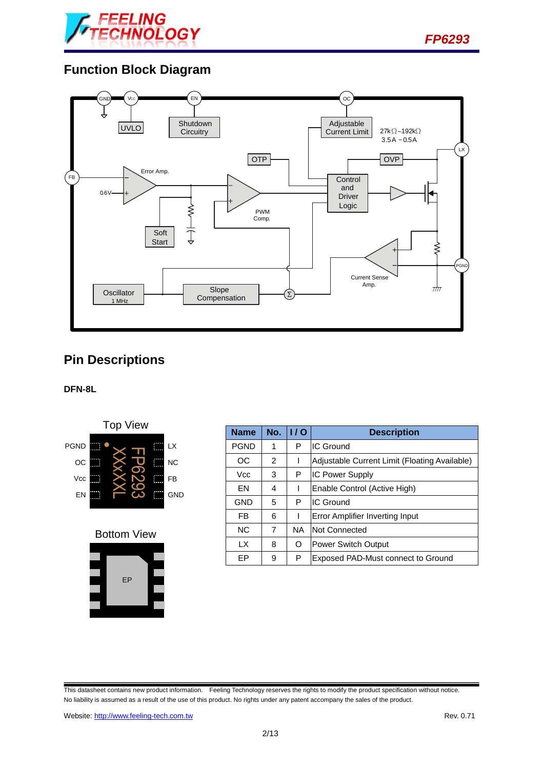## Function Block Diagram

## Pin Descriptions

**DFN-8L**

| Name | No. | I / O | Description |
|---|---|---|---|
| PGND | 1 | P | IC Ground |
| OC | 2 | I | Adjustable Current Limit (Floating Available) |
| Vcc | 3 | P | IC Power Supply |
| EN | 4 | I | Enable Control (Active High) |
| GND | 5 | P | IC Ground |
| FB | 6 | I | Error Amplifier Inverting Input |
| NC | 7 | NA | Not Connected |
| LX | 8 | O | Power Switch Output |
| EP | 9 | P | Exposed PAD-Must connect to Ground |

This datasheet contains new product information. Feeling Technology reserves the rights to modify the product specification without notice. No liability is assumed as a result of the use of this product. No rights under any patent accompany the sales of the product.

Website: http://www.feeling-tech.com.tw Rev. 0.71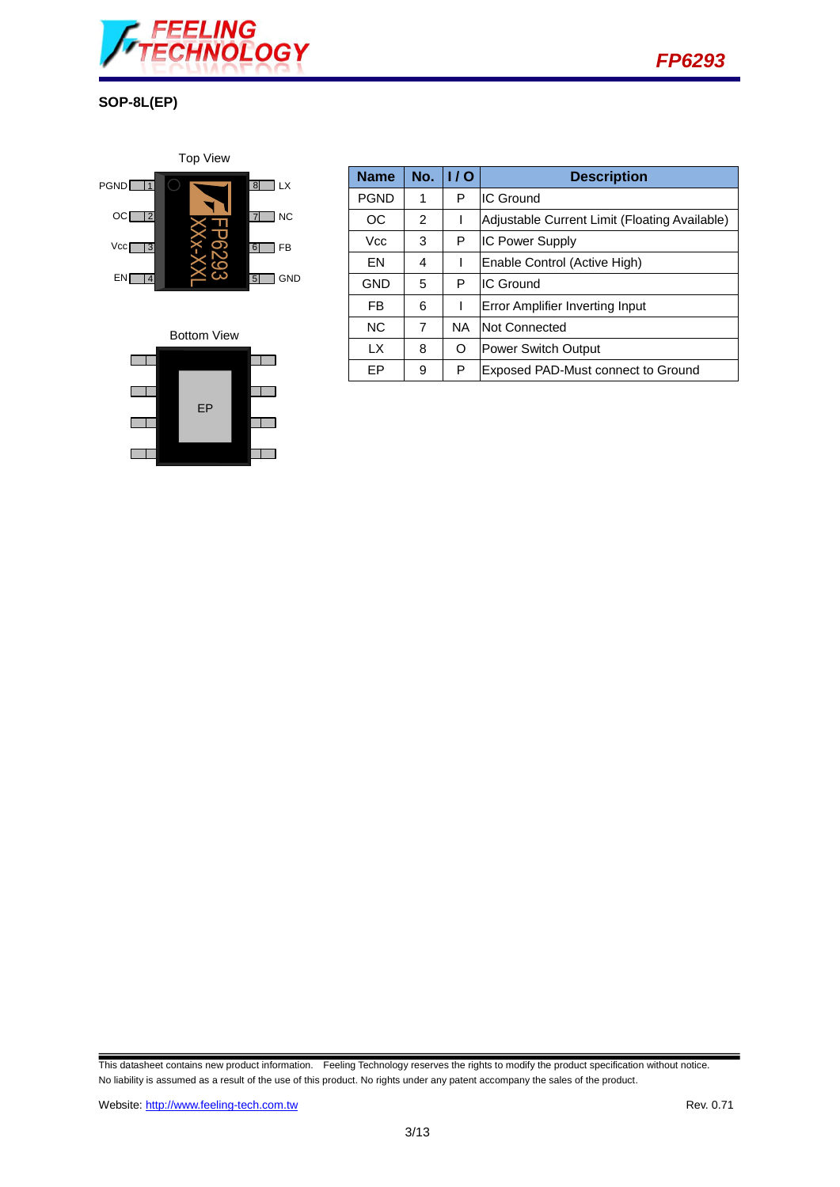SOP-8L(EP)

Top View

| Name | No. | I / O | Description |
|---|---|---|---|
| PGND | 1 | P | IC Ground |
| OC | 2 | I | Adjustable Current Limit (Floating Available) |
| Vcc | 3 | P | IC Power Supply |
| EN | 4 | I | Enable Control (Active High) |
| GND | 5 | P | IC Ground |
| FB | 6 | I | Error Amplifier Inverting Input |
| NC | 7 | NA | Not Connected |
| LX | 8 | O | Power Switch Output |
| EP | 9 | P | Exposed PAD-Must connect to Ground |

Bottom View

This datasheet contains new product information. Feeling Technology reserves the rights to modify the product specification without notice. No liability is assumed as a result of the use of this product. No rights under any patent accompany the sales of the product.

Website: http://www.feeling-tech.com.tw

Rev. 0.71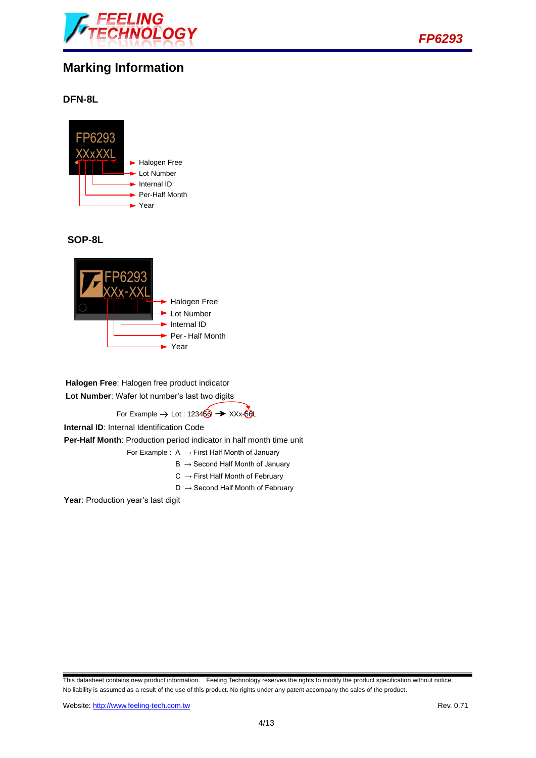## Marking Information

### DFN-8L

FP6293
XXxXXL

- Halogen Free
- Lot Number
- Internal ID
- Per-Half Month
- Year

### SOP-8L

FP6293
XXx-XXL

- Halogen Free
- Lot Number
- Internal ID
- Per - Half Month
- Year

**Halogen Free**: Halogen free product indicator

**Lot Number**: Wafer lot number's last two digits

For Example → Lot : 123456 → XXx-56L

**Internal ID**: Internal Identification Code

**Per-Half Month**: Production period indicator in half month time unit

For Example : A → First Half Month of January

B → Second Half Month of January

C → First Half Month of February

D → Second Half Month of February

**Year**: Production year's last digit

This datasheet contains new product information. Feeling Technology reserves the rights to modify the product specification without notice. No liability is assumed as a result of the use of this product. No rights under any patent accompany the sales of the product.

Website: http://www.feeling-tech.com.tw Rev. 0.71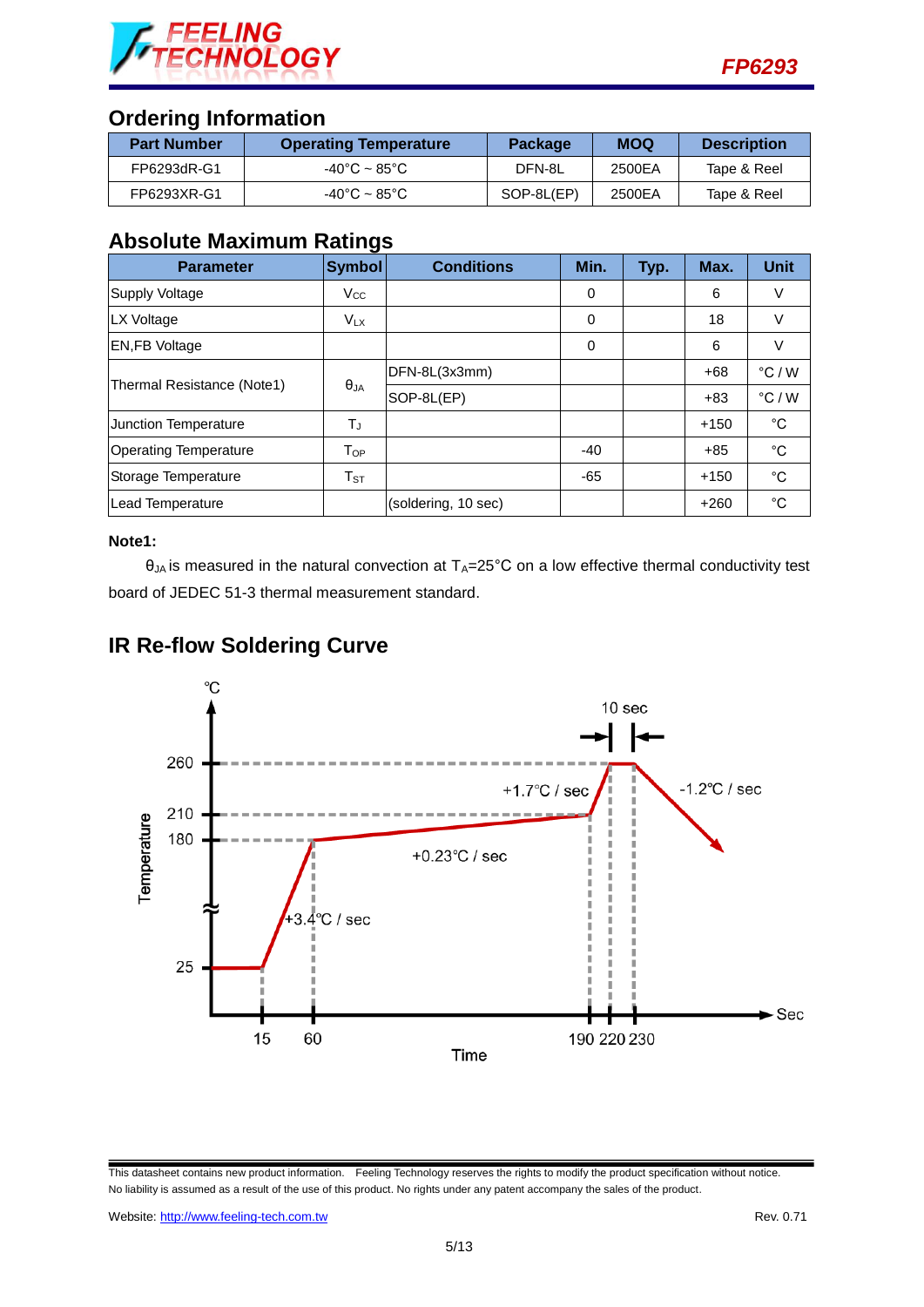## Ordering Information

| Part Number | Operating Temperature | Package | MOQ | Description |
|---|---|---|---|---|
| FP6293dR-G1 | -40°C ~ 85°C | DFN-8L | 2500EA | Tape & Reel |
| FP6293XR-G1 | -40°C ~ 85°C | SOP-8L(EP) | 2500EA | Tape & Reel |

## Absolute Maximum Ratings

| Parameter | Symbol | Conditions | Min. | Typ. | Max. | Unit |
|---|---|---|---|---|---|---|
| Supply Voltage | $V_{CC}$ | | 0 | | 6 | V |
| LX Voltage | $V_{LX}$ | | 0 | | 18 | V |
| EN,FB Voltage | | | 0 | | 6 | V |
| Thermal Resistance (Note1) | $\theta_{JA}$ | DFN-8L(3x3mm) | | | +68 | °C / W |
| | | SOP-8L(EP) | | | +83 | °C / W |
| Junction Temperature | $T_J$ | | | | +150 | °C |
| Operating Temperature | $T_{OP}$ | | -40 | | +85 | °C |
| Storage Temperature | $T_{ST}$ | | -65 | | +150 | °C |
| Lead Temperature | | (soldering, 10 sec) | | | +260 | °C |

**Note1:**

$\theta_{JA}$ is measured in the natural convection at $T_A$=25°C on a low effective thermal conductivity test board of JEDEC 51-3 thermal measurement standard.

## IR Re-flow Soldering Curve

Temperature (°C) vs. Time (Sec): 25°C to 180°C at +3.4°C / sec (15 to 60 sec); 180°C to 210°C at +0.23°C / sec (60 to 190 sec); 210°C to 260°C at +1.7°C / sec (190 to 220 sec); 10 sec at 260°C (220 to 230 sec); -1.2°C / sec cooling.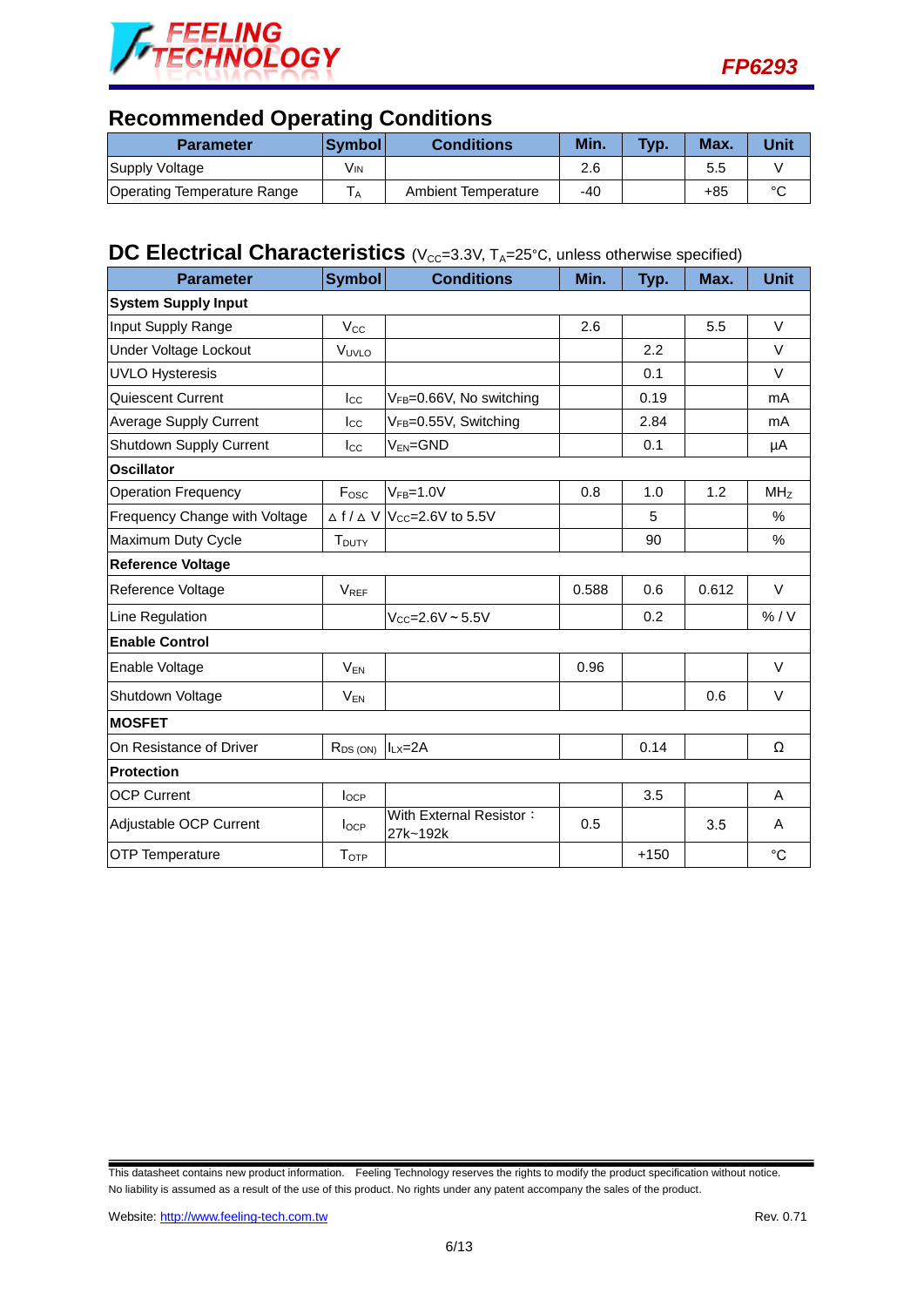## Recommended Operating Conditions

| Parameter | Symbol | Conditions | Min. | Typ. | Max. | Unit |
|---|---|---|---|---|---|---|
| Supply Voltage | $V_{IN}$ | | 2.6 | | 5.5 | V |
| Operating Temperature Range | $T_A$ | Ambient Temperature | -40 | | +85 | °C |

## DC Electrical Characteristics ($V_{CC}$=3.3V, $T_A$=25°C, unless otherwise specified)

| Parameter | Symbol | Conditions | Min. | Typ. | Max. | Unit |
|---|---|---|---|---|---|---|
| **System Supply Input** | | | | | | |
| Input Supply Range | $V_{CC}$ | | 2.6 | | 5.5 | V |
| Under Voltage Lockout | $V_{UVLO}$ | | | 2.2 | | V |
| UVLO Hysteresis | | | | 0.1 | | V |
| Quiescent Current | $I_{CC}$ | $V_{FB}$=0.66V, No switching | | 0.19 | | mA |
| Average Supply Current | $I_{CC}$ | $V_{FB}$=0.55V, Switching | | 2.84 | | mA |
| Shutdown Supply Current | $I_{CC}$ | $V_{EN}$=GND | | 0.1 | | μA |
| **Oscillator** | | | | | | |
| Operation Frequency | $F_{OSC}$ | $V_{FB}$=1.0V | 0.8 | 1.0 | 1.2 | MHz |
| Frequency Change with Voltage | $\Delta f / \Delta V$ | $V_{CC}$=2.6V to 5.5V | | 5 | | % |
| Maximum Duty Cycle | $T_{DUTY}$ | | | 90 | | % |
| **Reference Voltage** | | | | | | |
| Reference Voltage | $V_{REF}$ | | 0.588 | 0.6 | 0.612 | V |
| Line Regulation | | $V_{CC}$=2.6V ~ 5.5V | | 0.2 | | % / V |
| **Enable Control** | | | | | | |
| Enable Voltage | $V_{EN}$ | | 0.96 | | | V |
| Shutdown Voltage | $V_{EN}$ | | | | 0.6 | V |
| **MOSFET** | | | | | | |
| On Resistance of Driver | $R_{DS(ON)}$ | $I_{LX}$=2A | | 0.14 | | Ω |
| **Protection** | | | | | | |
| OCP Current | $I_{OCP}$ | | | 3.5 | | A |
| Adjustable OCP Current | $I_{OCP}$ | With External Resistor：27k~192k | 0.5 | | 3.5 | A |
| OTP Temperature | $T_{OTP}$ | | | +150 | | °C |

This datasheet contains new product information. Feeling Technology reserves the rights to modify the product specification without notice. No liability is assumed as a result of the use of this product. No rights under any patent accompany the sales of the product.

Website: http://www.feeling-tech.com.tw

Rev. 0.71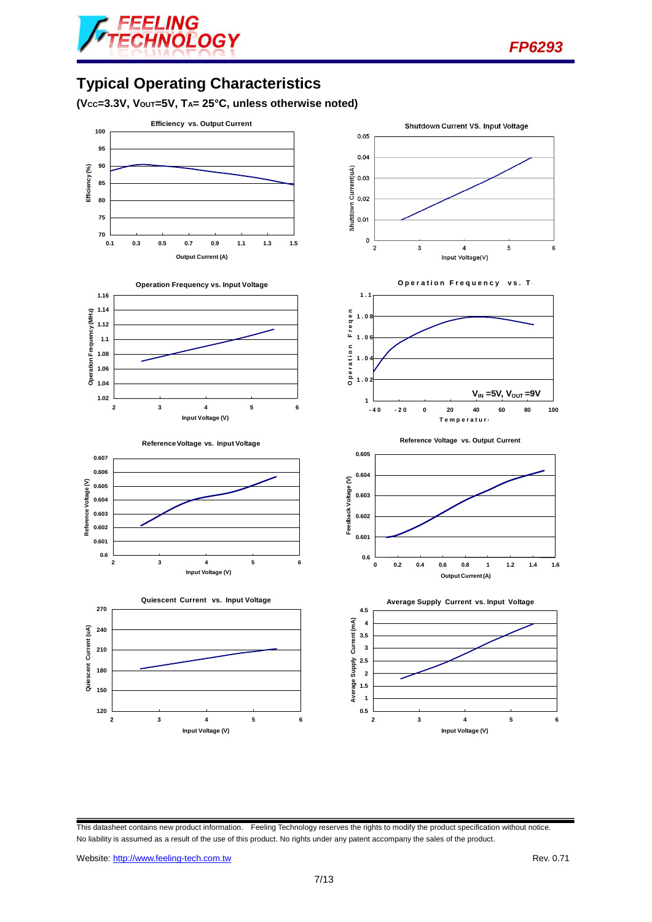# Typical Operating Characteristics

**($V_{CC}$=3.3V, $V_{OUT}$=5V, $T_A$= 25°C, unless otherwise noted)**

Efficiency vs. Output Current

Shutdown Current VS. Input Voltage

Operation Frequency vs. Input Voltage

Operation Frequency vs. T

$V_{IN}$ =5V, $V_{OUT}$ =9V

Reference Voltage vs. Input Voltage

Reference Voltage vs. Output Current

Quiescent Current vs. Input Voltage

Average Supply Current vs. Input Voltage

This datasheet contains new product information. Feeling Technology reserves the rights to modify the product specification without notice. No liability is assumed as a result of the use of this product. No rights under any patent accompany the sales of the product.

Website: http://www.feeling-tech.com.tw

Rev. 0.71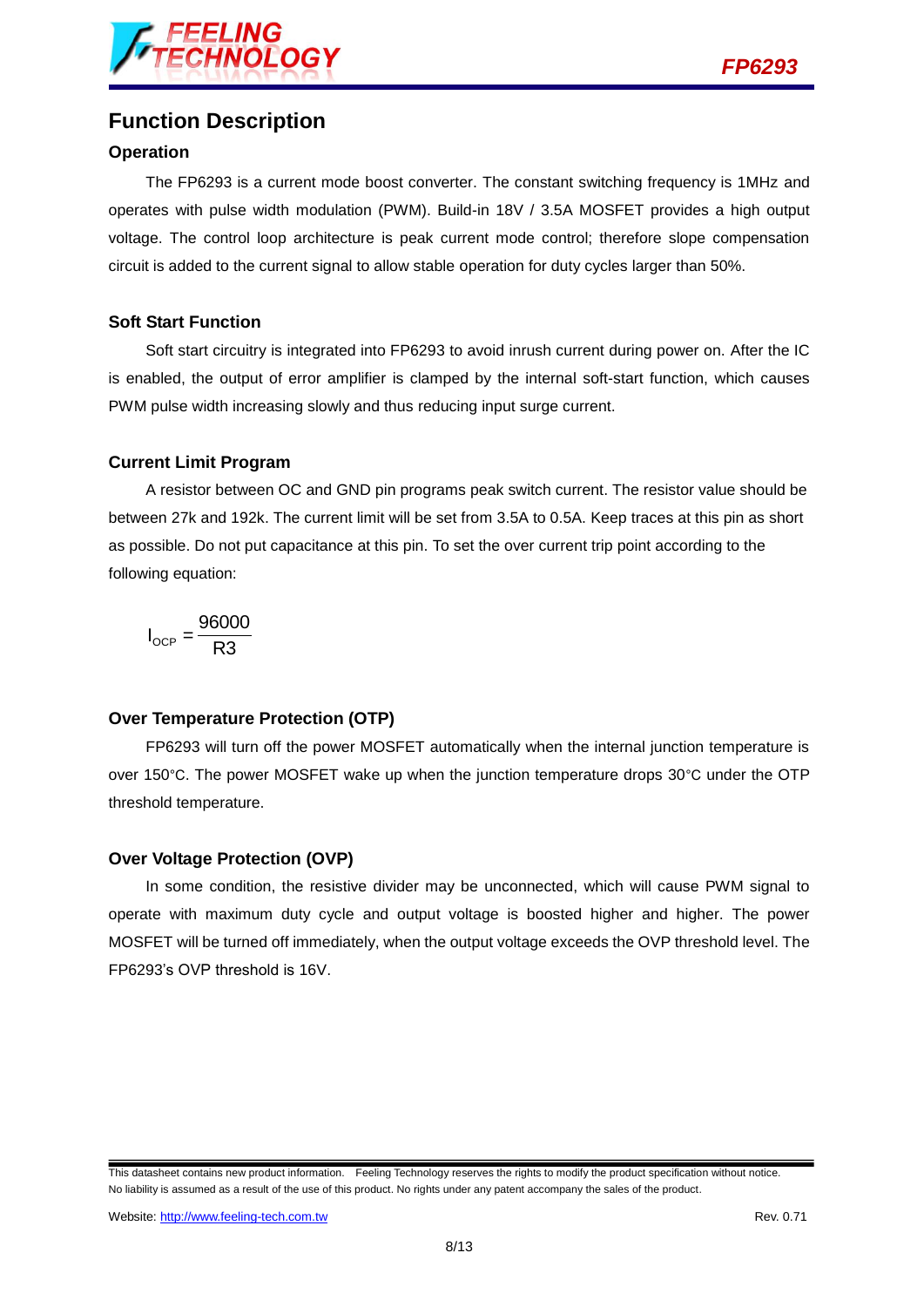# Function Description

## Operation

The FP6293 is a current mode boost converter. The constant switching frequency is 1MHz and operates with pulse width modulation (PWM). Build-in 18V / 3.5A MOSFET provides a high output voltage. The control loop architecture is peak current mode control; therefore slope compensation circuit is added to the current signal to allow stable operation for duty cycles larger than 50%.

## Soft Start Function

Soft start circuitry is integrated into FP6293 to avoid inrush current during power on. After the IC is enabled, the output of error amplifier is clamped by the internal soft-start function, which causes PWM pulse width increasing slowly and thus reducing input surge current.

## Current Limit Program

A resistor between OC and GND pin programs peak switch current. The resistor value should be between 27k and 192k. The current limit will be set from 3.5A to 0.5A. Keep traces at this pin as short as possible. Do not put capacitance at this pin. To set the over current trip point according to the following equation:

$$I_{OCP} = \frac{96000}{R3}$$

## Over Temperature Protection (OTP)

FP6293 will turn off the power MOSFET automatically when the internal junction temperature is over 150°C. The power MOSFET wake up when the junction temperature drops 30°C under the OTP threshold temperature.

## Over Voltage Protection (OVP)

In some condition, the resistive divider may be unconnected, which will cause PWM signal to operate with maximum duty cycle and output voltage is boosted higher and higher. The power MOSFET will be turned off immediately, when the output voltage exceeds the OVP threshold level. The FP6293's OVP threshold is 16V.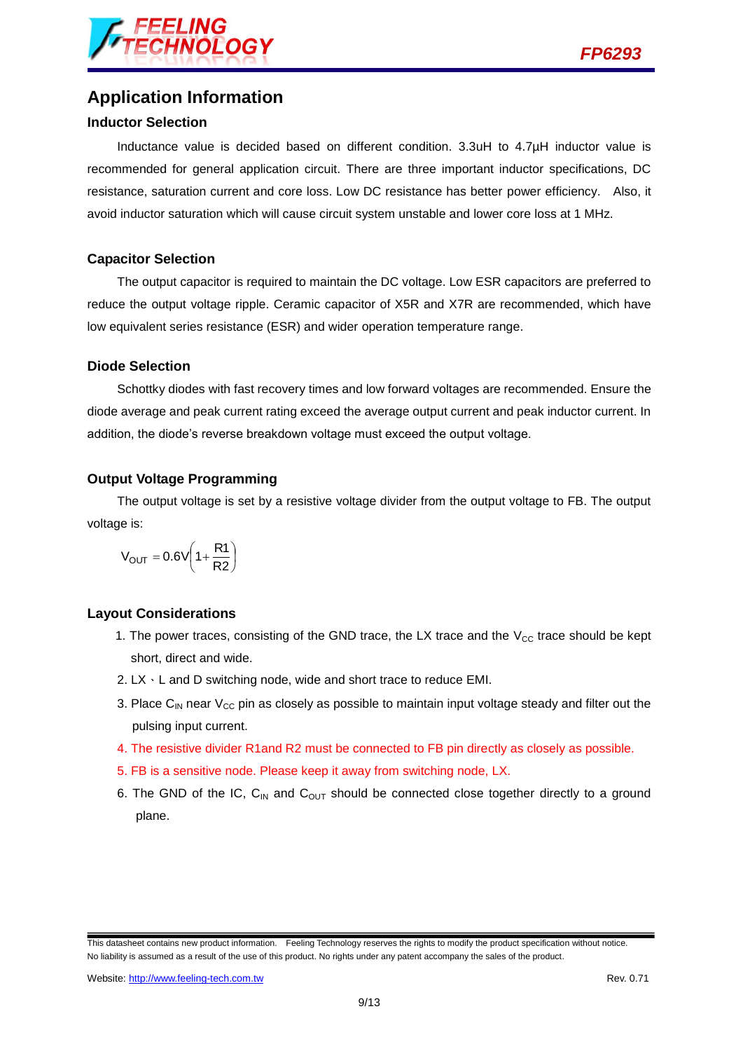## Application Information

### Inductor Selection

Inductance value is decided based on different condition. 3.3uH to 4.7μH inductor value is recommended for general application circuit. There are three important inductor specifications, DC resistance, saturation current and core loss. Low DC resistance has better power efficiency. Also, it avoid inductor saturation which will cause circuit system unstable and lower core loss at 1 MHz.

### Capacitor Selection

The output capacitor is required to maintain the DC voltage. Low ESR capacitors are preferred to reduce the output voltage ripple. Ceramic capacitor of X5R and X7R are recommended, which have low equivalent series resistance (ESR) and wider operation temperature range.

### Diode Selection

Schottky diodes with fast recovery times and low forward voltages are recommended. Ensure the diode average and peak current rating exceed the average output current and peak inductor current. In addition, the diode's reverse breakdown voltage must exceed the output voltage.

### Output Voltage Programming

The output voltage is set by a resistive voltage divider from the output voltage to FB. The output voltage is:

$$V_{OUT} = 0.6V\left(1 + \frac{R1}{R2}\right)$$

### Layout Considerations

1. The power traces, consisting of the GND trace, the LX trace and the $V_{CC}$ trace should be kept short, direct and wide.
2. LX、L and D switching node, wide and short trace to reduce EMI.
3. Place $C_{IN}$ near $V_{CC}$ pin as closely as possible to maintain input voltage steady and filter out the pulsing input current.
4. The resistive divider R1and R2 must be connected to FB pin directly as closely as possible.
5. FB is a sensitive node. Please keep it away from switching node, LX.
6. The GND of the IC, $C_{IN}$ and $C_{OUT}$ should be connected close together directly to a ground plane.

This datasheet contains new product information. Feeling Technology reserves the rights to modify the product specification without notice. No liability is assumed as a result of the use of this product. No rights under any patent accompany the sales of the product.

Website: http://www.feeling-tech.com.tw Rev. 0.71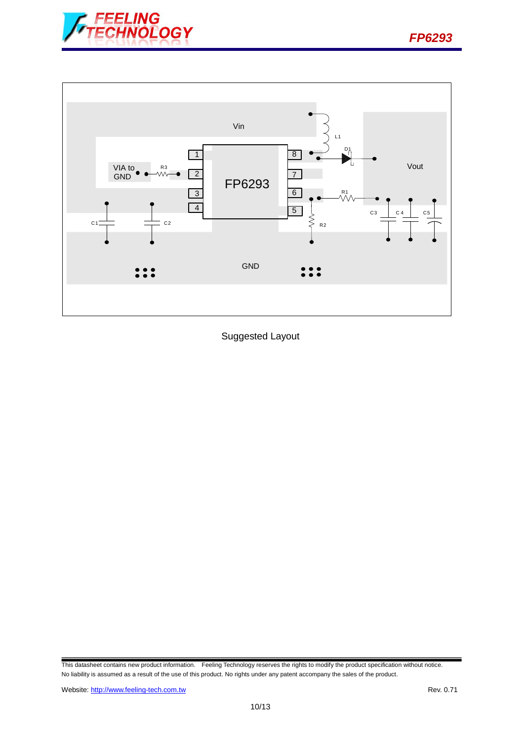Suggested Layout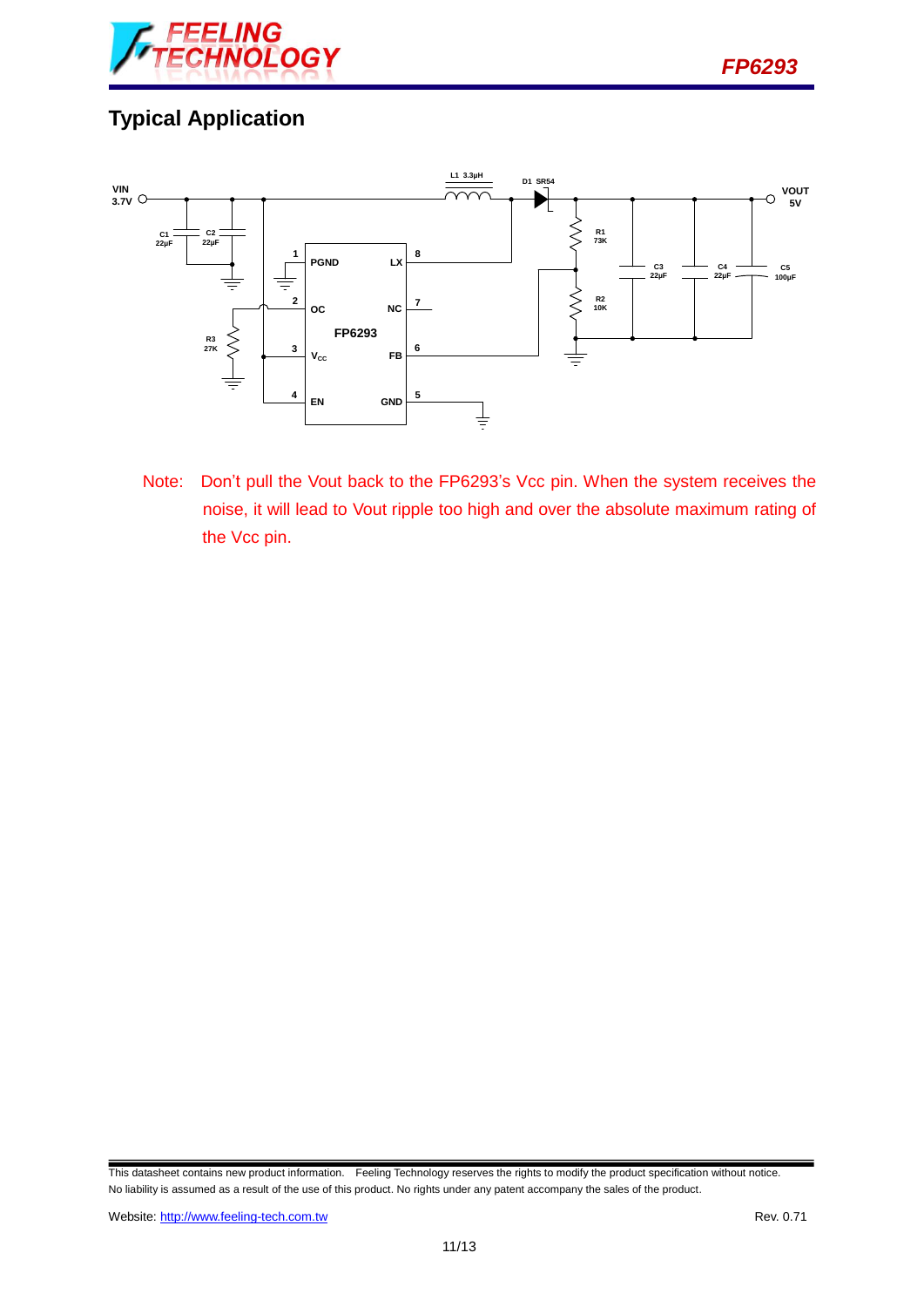## Typical Application

Note: Don't pull the Vout back to the FP6293's Vcc pin. When the system receives the noise, it will lead to Vout ripple too high and over the absolute maximum rating of the Vcc pin.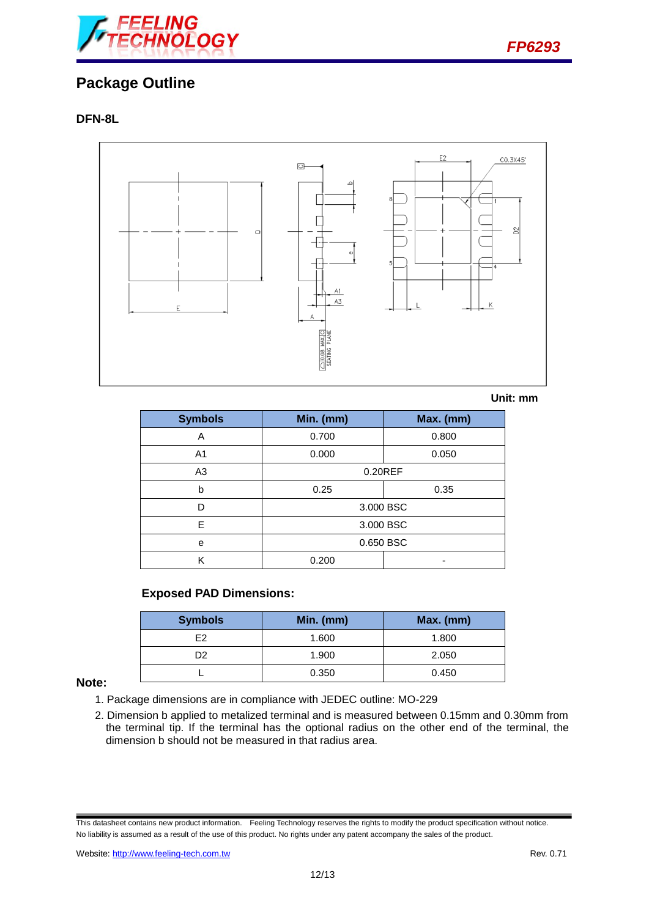## Package Outline

### DFN-8L

Unit: mm

| Symbols | Min. (mm) | Max. (mm) |
|---|---|---|
| A | 0.700 | 0.800 |
| A1 | 0.000 | 0.050 |
| A3 | 0.20REF | |
| b | 0.25 | 0.35 |
| D | 3.000 BSC | |
| E | 3.000 BSC | |
| e | 0.650 BSC | |
| K | 0.200 | - |

### Exposed PAD Dimensions:

| Symbols | Min. (mm) | Max. (mm) |
|---|---|---|
| E2 | 1.600 | 1.800 |
| D2 | 1.900 | 2.050 |
| L | 0.350 | 0.450 |

**Note:**

1. Package dimensions are in compliance with JEDEC outline: MO-229
2. Dimension b applied to metalized terminal and is measured between 0.15mm and 0.30mm from the terminal tip. If the terminal has the optional radius on the other end of the terminal, the dimension b should not be measured in that radius area.

This datasheet contains new product information. Feeling Technology reserves the rights to modify the product specification without notice. No liability is assumed as a result of the use of this product. No rights under any patent accompany the sales of the product.

Website: http://www.feeling-tech.com.tw Rev. 0.71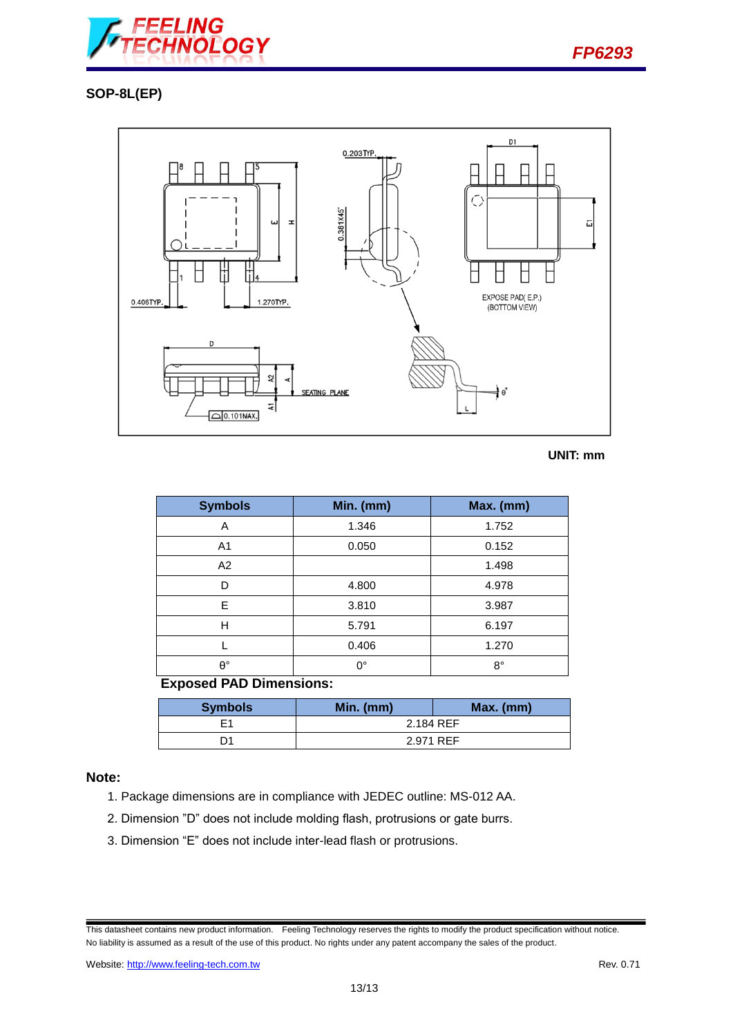## SOP-8L(EP)

0.203TYP.

D1

0.381X45°

E

H

E1

EXPOSE PAD( E.P.)
(BOTTOM VIEW)

0.406TYP.

1.270TYP.

D

A2

A

SEATING PLANE

A1

0.101MAX.

L

θ°

UNIT: mm

| Symbols | Min. (mm) | Max. (mm) |
|---|---|---|
| A | 1.346 | 1.752 |
| A1 | 0.050 | 0.152 |
| A2 | | 1.498 |
| D | 4.800 | 4.978 |
| E | 3.810 | 3.987 |
| H | 5.791 | 6.197 |
| L | 0.406 | 1.270 |
| θ° | 0° | 8° |

**Exposed PAD Dimensions:**

| Symbols | Min. (mm) | Max. (mm) |
|---|---|---|
| E1 | 2.184 REF | |
| D1 | 2.971 REF | |

**Note:**

1. Package dimensions are in compliance with JEDEC outline: MS-012 AA.
2. Dimension "D" does not include molding flash, protrusions or gate burrs.
3. Dimension "E" does not include inter-lead flash or protrusions.